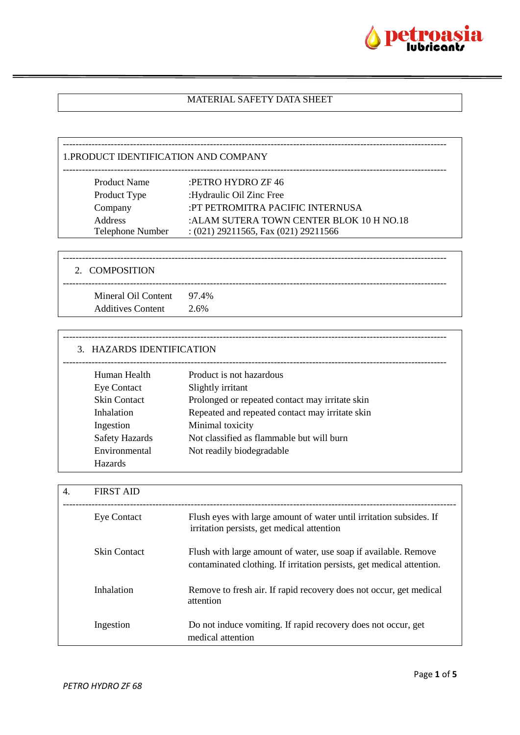# MATERIAL SAFETY DATA SHEET

## 1.PRODUCT IDENTIFICATION AND COMPANY

| | |
|---|---|
| Product Name | :PETRO HYDRO ZF 46 |
| Product Type | :Hydraulic Oil Zinc Free |
| Company | :PT PETROMITRA PACIFIC INTERNUSA |
| Address | :ALAM SUTERA TOWN CENTER BLOK 10 H NO.18 |
| Telephone Number | : (021) 29211565, Fax (021) 29211566 |

## 2. COMPOSITION

| | |
|---|---|
| Mineral Oil Content | 97.4% |
| Additives Content | 2.6% |

## 3. HAZARDS IDENTIFICATION

| | |
|---|---|
| Human Health | Product is not hazardous |
| Eye Contact | Slightly irritant |
| Skin Contact | Prolonged or repeated contact may irritate skin |
| Inhalation | Repeated and repeated contact may irritate skin |
| Ingestion | Minimal toxicity |
| Safety Hazards | Not classified as flammable but will burn |
| Environmental Hazards | Not readily biodegradable |

## 4. FIRST AID

| | |
|---|---|
| Eye Contact | Flush eyes with large amount of water until irritation subsides. If irritation persists, get medical attention |
| Skin Contact | Flush with large amount of water, use soap if available. Remove contaminated clothing. If irritation persists, get medical attention. |
| Inhalation | Remove to fresh air. If rapid recovery does not occur, get medical attention |
| Ingestion | Do not induce vomiting. If rapid recovery does not occur, get medical attention |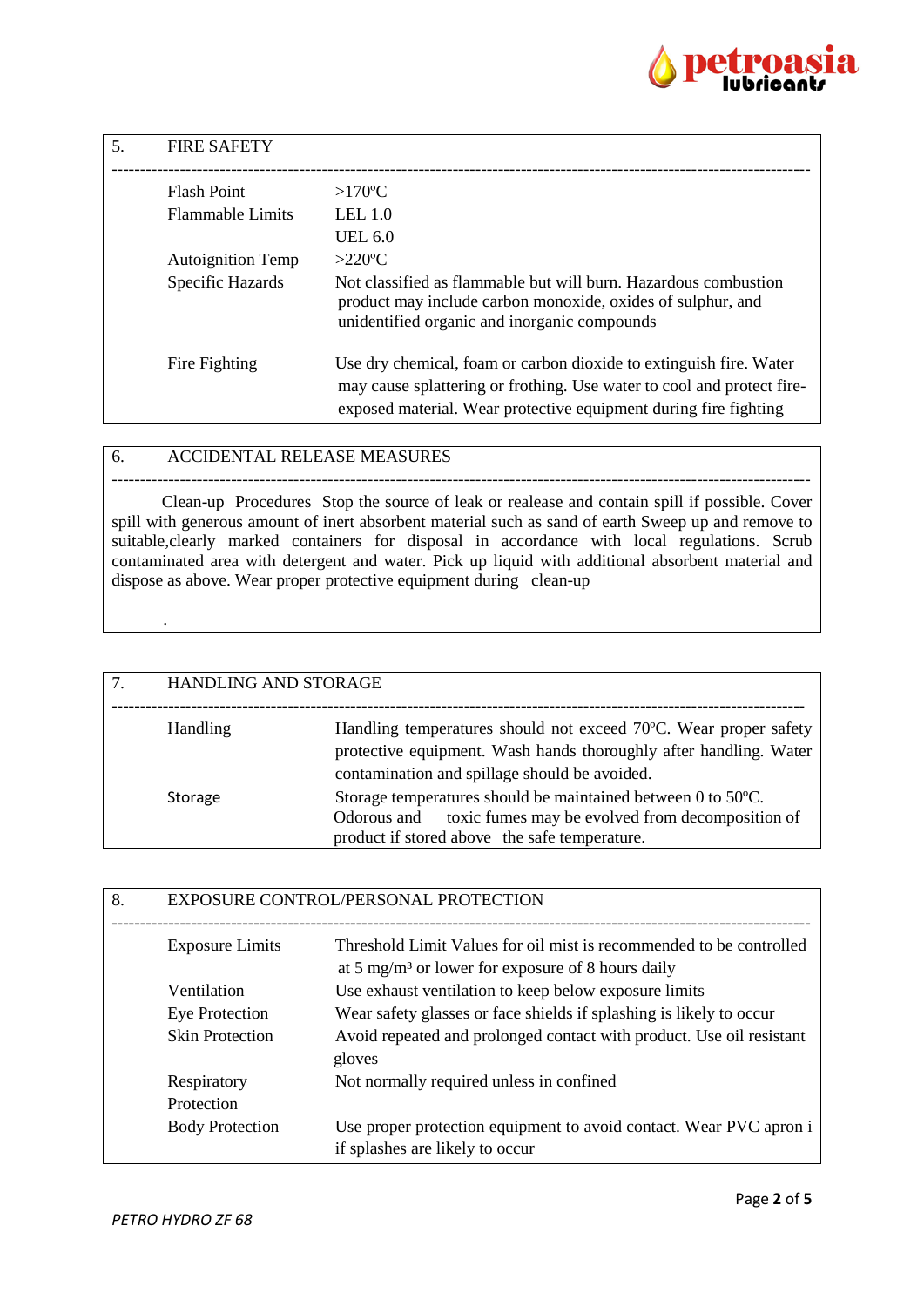## 5. FIRE SAFETY

| | |
|---|---|
| Flash Point | >170ºC |
| Flammable Limits | LEL 1.0<br>UEL 6.0 |
| Autoignition Temp | >220ºC |
| Specific Hazards | Not classified as flammable but will burn. Hazardous combustion product may include carbon monoxide, oxides of sulphur, and unidentified organic and inorganic compounds |
| Fire Fighting | Use dry chemical, foam or carbon dioxide to extinguish fire. Water may cause splattering or frothing. Use water to cool and protect fire-exposed material. Wear protective equipment during fire fighting |

## 6. ACCIDENTAL RELEASE MEASURES

Clean-up Procedures Stop the source of leak or realease and contain spill if possible. Cover spill with generous amount of inert absorbent material such as sand of earth Sweep up and remove to suitable,clearly marked containers for disposal in accordance with local regulations. Scrub contaminated area with detergent and water. Pick up liquid with additional absorbent material and dispose as above. Wear proper protective equipment during clean-up

.

## 7. HANDLING AND STORAGE

| | |
|---|---|
| Handling | Handling temperatures should not exceed 70ºC. Wear proper safety protective equipment. Wash hands thoroughly after handling. Water contamination and spillage should be avoided. |
| Storage | Storage temperatures should be maintained between 0 to 50ºC. Odorous and toxic fumes may be evolved from decomposition of product if stored above the safe temperature. |

## 8. EXPOSURE CONTROL/PERSONAL PROTECTION

| | |
|---|---|
| Exposure Limits | Threshold Limit Values for oil mist is recommended to be controlled at 5 mg/m³ or lower for exposure of 8 hours daily |
| Ventilation | Use exhaust ventilation to keep below exposure limits |
| Eye Protection | Wear safety glasses or face shields if splashing is likely to occur |
| Skin Protection | Avoid repeated and prolonged contact with product. Use oil resistant gloves |
| Respiratory Protection | Not normally required unless in confined |
| Body Protection | Use proper protection equipment to avoid contact. Wear PVC apron i if splashes are likely to occur |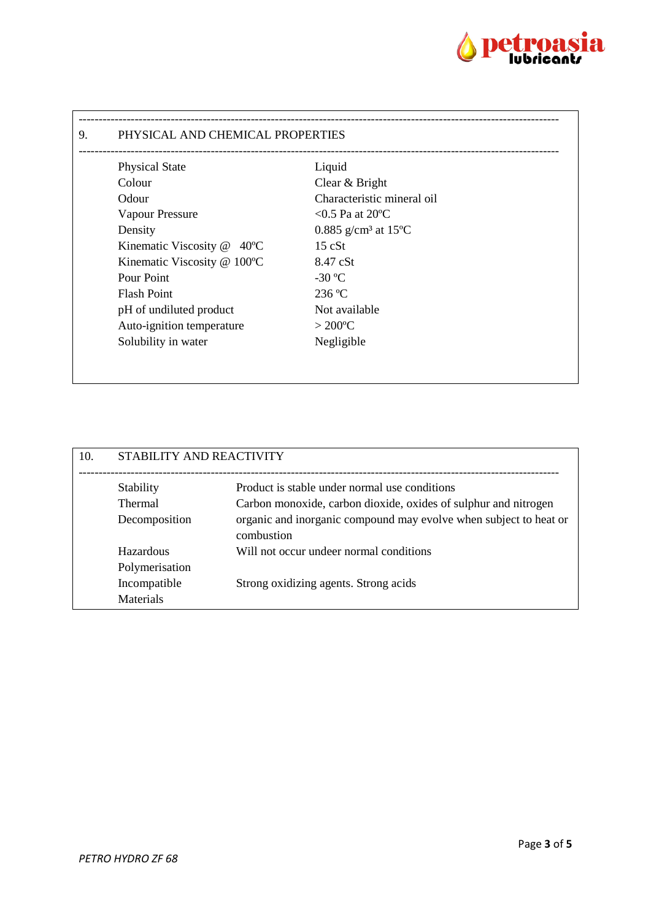## 9. PHYSICAL AND CHEMICAL PROPERTIES

| Property | Value |
|---|---|
| Physical State | Liquid |
| Colour | Clear & Bright |
| Odour | Characteristic mineral oil |
| Vapour Pressure | <0.5 Pa at 20ºC |
| Density | 0.885 g/cm³ at 15ºC |
| Kinematic Viscosity @ 40ºC | 15 cSt |
| Kinematic Viscosity @ 100ºC | 8.47 cSt |
| Pour Point | -30 ºC |
| Flash Point | 236 ºC |
| pH of undiluted product | Not available |
| Auto-ignition temperature | > 200ºC |
| Solubility in water | Negligible |

## 10. STABILITY AND REACTIVITY

| Property | Value |
|---|---|
| Stability | Product is stable under normal use conditions |
| Thermal Decomposition | Carbon monoxide, carbon dioxide, oxides of sulphur and nitrogen organic and inorganic compound may evolve when subject to heat or combustion |
| Hazardous Polymerisation | Will not occur undeer normal conditions |
| Incompatible Materials | Strong oxidizing agents. Strong acids |

*PETRO HYDRO ZF 68*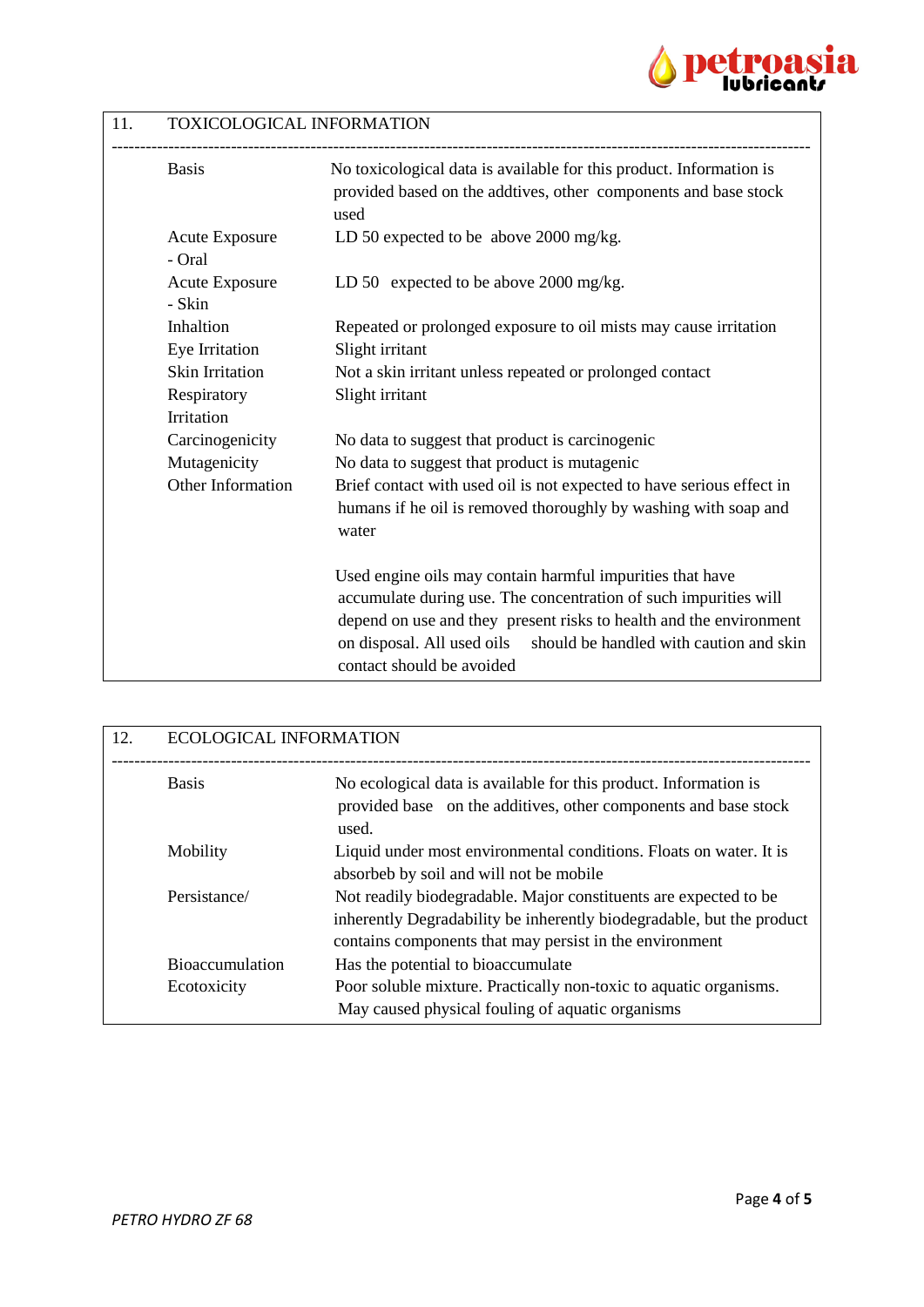## 11. TOXICOLOGICAL INFORMATION

| | |
|---|---|
| Basis | No toxicological data is available for this product. Information is provided based on the addtives, other components and base stock used |
| Acute Exposure - Oral | LD 50 expected to be above 2000 mg/kg. |
| Acute Exposure - Skin | LD 50 expected to be above 2000 mg/kg. |
| Inhaltion | Repeated or prolonged exposure to oil mists may cause irritation |
| Eye Irritation | Slight irritant |
| Skin Irritation | Not a skin irritant unless repeated or prolonged contact |
| Respiratory Irritation | Slight irritant |
| Carcinogenicity | No data to suggest that product is carcinogenic |
| Mutagenicity | No data to suggest that product is mutagenic |
| Other Information | Brief contact with used oil is not expected to have serious effect in humans if he oil is removed thoroughly by washing with soap and water<br><br>Used engine oils may contain harmful impurities that have accumulate during use. The concentration of such impurities will depend on use and they present risks to health and the environment on disposal. All used oils should be handled with caution and skin contact should be avoided |

## 12. ECOLOGICAL INFORMATION

| | |
|---|---|
| Basis | No ecological data is available for this product. Information is provided base on the additives, other components and base stock used. |
| Mobility | Liquid under most environmental conditions. Floats on water. It is absorbeb by soil and will not be mobile |
| Persistance/ | Not readily biodegradable. Major constituents are expected to be inherently Degradability be inherently biodegradable, but the product contains components that may persist in the environment |
| Bioaccumulation | Has the potential to bioaccumulate |
| Ecotoxicity | Poor soluble mixture. Practically non-toxic to aquatic organisms. May caused physical fouling of aquatic organisms |

*PETRO HYDRO ZF 68*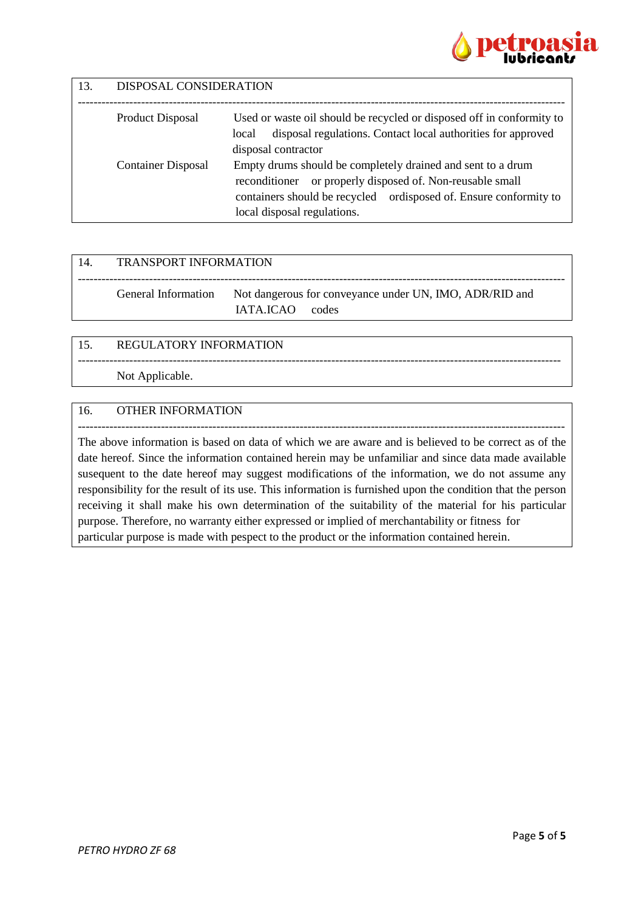## 13. DISPOSAL CONSIDERATION

| | |
|---|---|
| Product Disposal | Used or waste oil should be recycled or disposed off in conformity to local disposal regulations. Contact local authorities for approved disposal contractor |
| Container Disposal | Empty drums should be completely drained and sent to a drum reconditioner or properly disposed of. Non-reusable small containers should be recycled ordisposed of. Ensure conformity to local disposal regulations. |

## 14. TRANSPORT INFORMATION

| | |
|---|---|
| General Information | Not dangerous for conveyance under UN, IMO, ADR/RID and IATA.ICAO codes |

## 15. REGULATORY INFORMATION

Not Applicable.

## 16. OTHER INFORMATION

The above information is based on data of which we are aware and is believed to be correct as of the date hereof. Since the information contained herein may be unfamiliar and since data made available susequent to the date hereof may suggest modifications of the information, we do not assume any responsibility for the result of its use. This information is furnished upon the condition that the person receiving it shall make his own determination of the suitability of the material for his particular purpose. Therefore, no warranty either expressed or implied of merchantability or fitness for particular purpose is made with pespect to the product or the information contained herein.